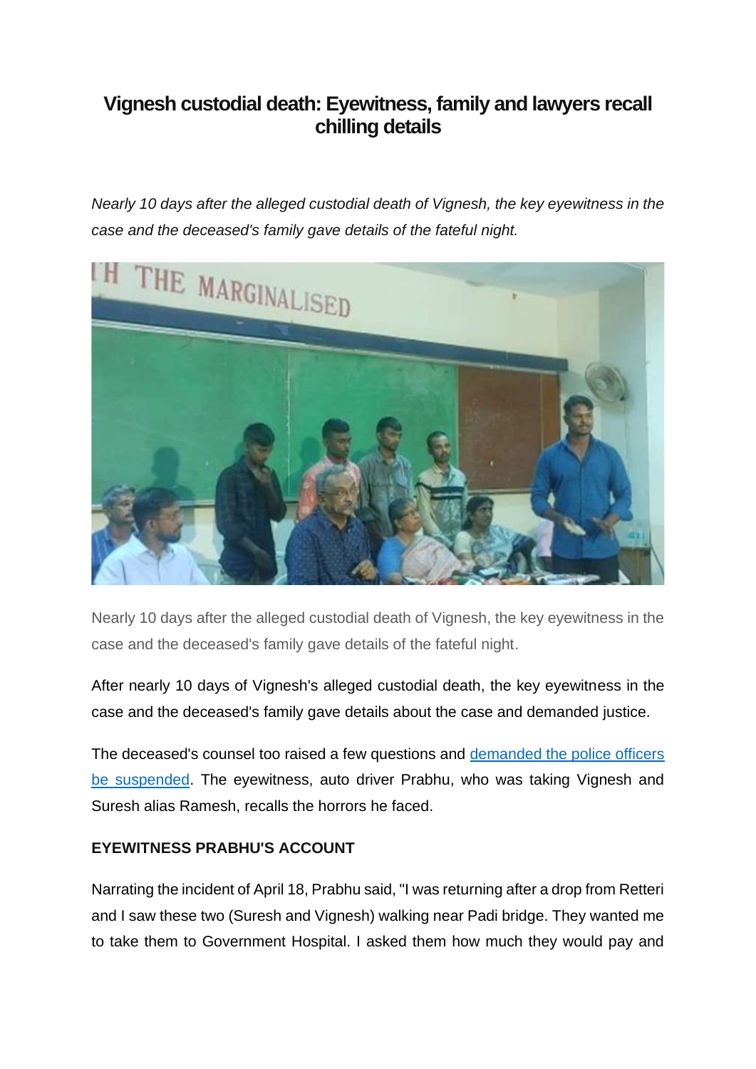# Vignesh custodial death: Eyewitness, family and lawyers recall chilling details

*Nearly 10 days after the alleged custodial death of Vignesh, the key eyewitness in the case and the deceased's family gave details of the fateful night.*

Nearly 10 days after the alleged custodial death of Vignesh, the key eyewitness in the case and the deceased's family gave details of the fateful night.

After nearly 10 days of Vignesh's alleged custodial death, the key eyewitness in the case and the deceased's family gave details about the case and demanded justice.

The deceased's counsel too raised a few questions and [demanded the police officers be suspended](). The eyewitness, auto driver Prabhu, who was taking Vignesh and Suresh alias Ramesh, recalls the horrors he faced.

**EYEWITNESS PRABHU'S ACCOUNT**

Narrating the incident of April 18, Prabhu said, "I was returning after a drop from Retteri and I saw these two (Suresh and Vignesh) walking near Padi bridge. They wanted me to take them to Government Hospital. I asked them how much they would pay and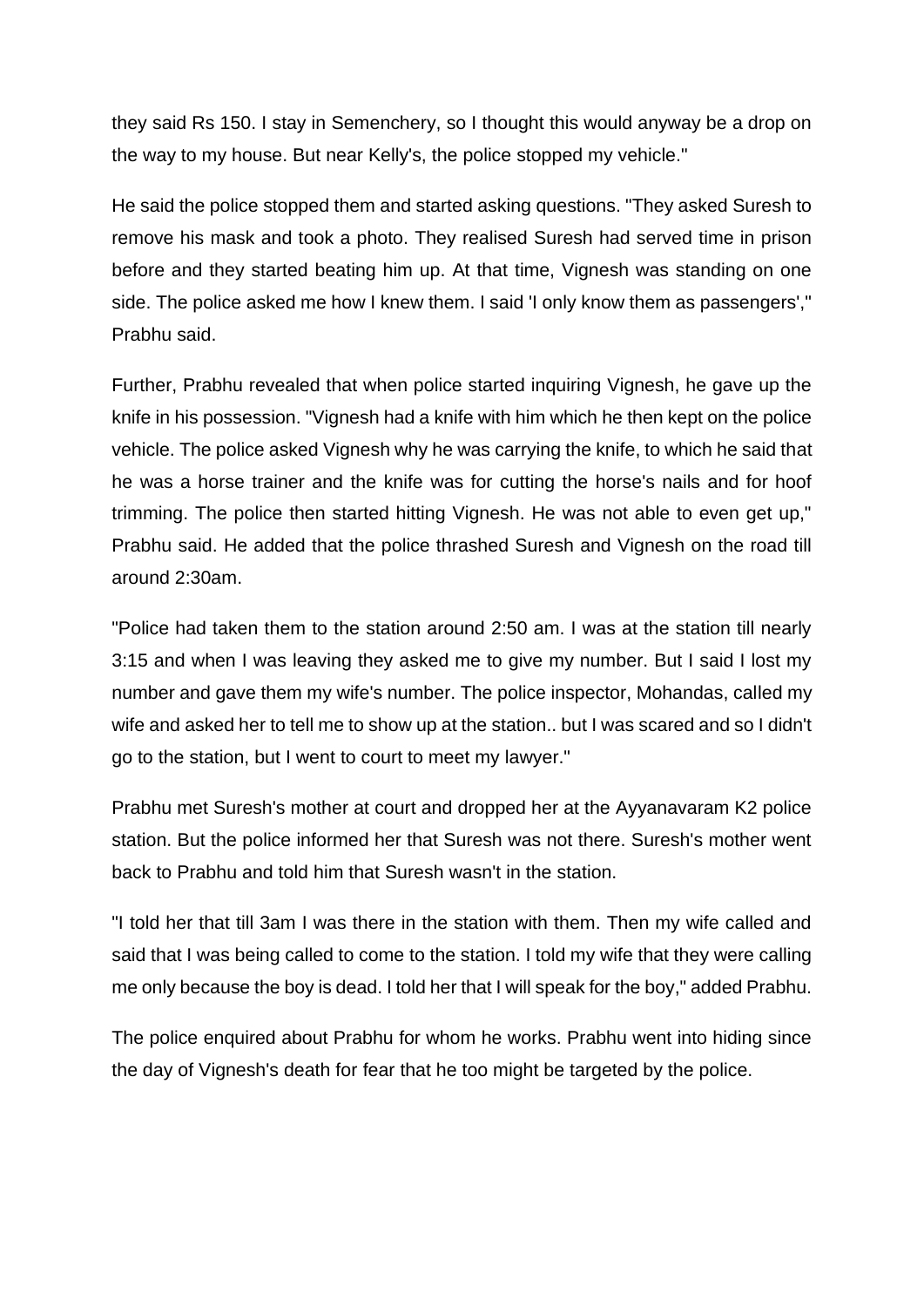they said Rs 150. I stay in Semenchery, so I thought this would anyway be a drop on the way to my house. But near Kelly's, the police stopped my vehicle."

He said the police stopped them and started asking questions. "They asked Suresh to remove his mask and took a photo. They realised Suresh had served time in prison before and they started beating him up. At that time, Vignesh was standing on one side. The police asked me how I knew them. I said 'I only know them as passengers'," Prabhu said.

Further, Prabhu revealed that when police started inquiring Vignesh, he gave up the knife in his possession. "Vignesh had a knife with him which he then kept on the police vehicle. The police asked Vignesh why he was carrying the knife, to which he said that he was a horse trainer and the knife was for cutting the horse's nails and for hoof trimming. The police then started hitting Vignesh. He was not able to even get up," Prabhu said. He added that the police thrashed Suresh and Vignesh on the road till around 2:30am.

"Police had taken them to the station around 2:50 am. I was at the station till nearly 3:15 and when I was leaving they asked me to give my number. But I said I lost my number and gave them my wife's number. The police inspector, Mohandas, called my wife and asked her to tell me to show up at the station.. but I was scared and so I didn't go to the station, but I went to court to meet my lawyer."

Prabhu met Suresh's mother at court and dropped her at the Ayyanavaram K2 police station. But the police informed her that Suresh was not there. Suresh's mother went back to Prabhu and told him that Suresh wasn't in the station.

"I told her that till 3am I was there in the station with them. Then my wife called and said that I was being called to come to the station. I told my wife that they were calling me only because the boy is dead. I told her that I will speak for the boy," added Prabhu.

The police enquired about Prabhu for whom he works. Prabhu went into hiding since the day of Vignesh's death for fear that he too might be targeted by the police.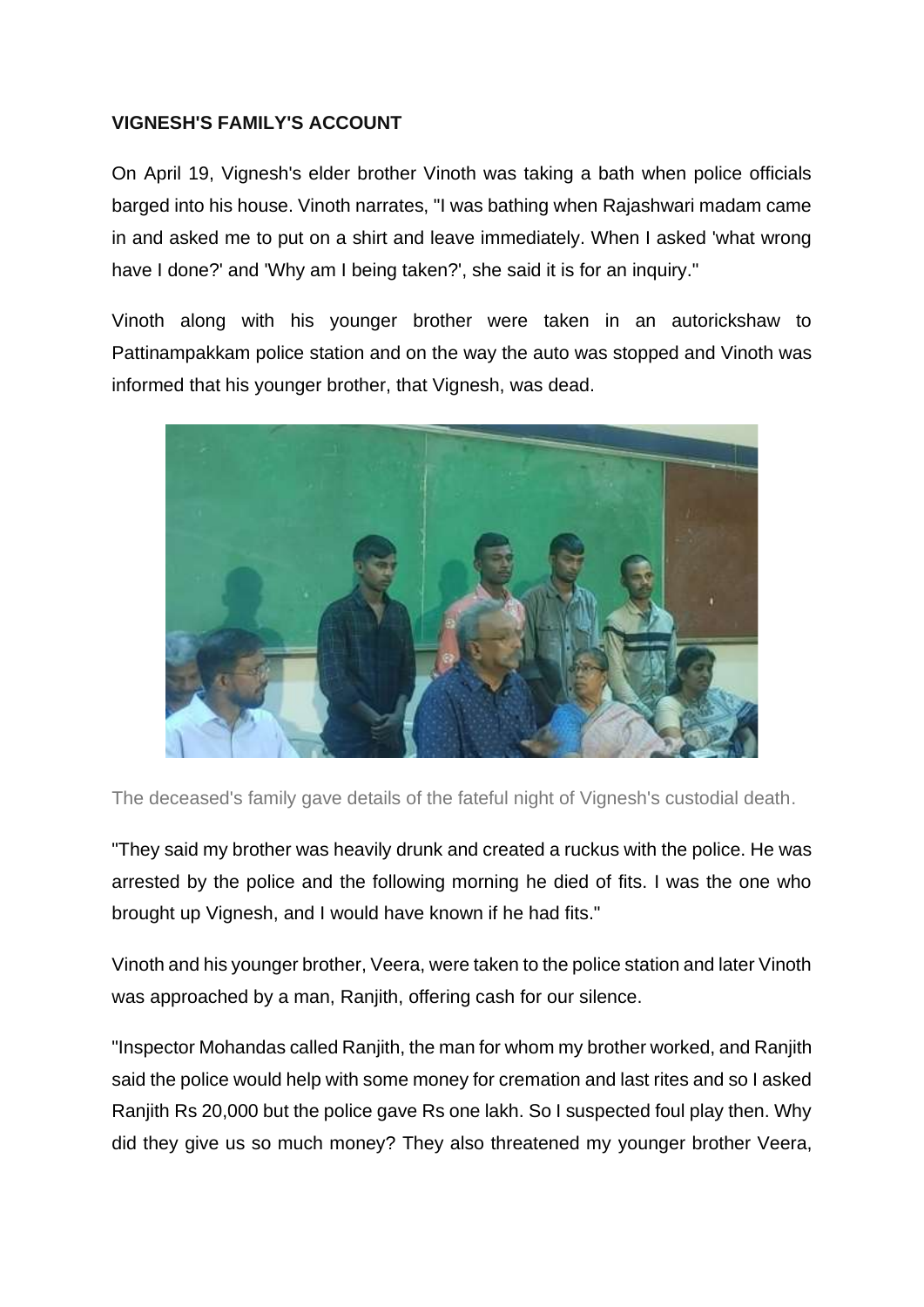**VIGNESH'S FAMILY'S ACCOUNT**

On April 19, Vignesh's elder brother Vinoth was taking a bath when police officials barged into his house. Vinoth narrates, "I was bathing when Rajashwari madam came in and asked me to put on a shirt and leave immediately. When I asked 'what wrong have I done?' and 'Why am I being taken?', she said it is for an inquiry."

Vinoth along with his younger brother were taken in an autorickshaw to Pattinampakkam police station and on the way the auto was stopped and Vinoth was informed that his younger brother, that Vignesh, was dead.

The deceased's family gave details of the fateful night of Vignesh's custodial death.

"They said my brother was heavily drunk and created a ruckus with the police. He was arrested by the police and the following morning he died of fits. I was the one who brought up Vignesh, and I would have known if he had fits."

Vinoth and his younger brother, Veera, were taken to the police station and later Vinoth was approached by a man, Ranjith, offering cash for our silence.

"Inspector Mohandas called Ranjith, the man for whom my brother worked, and Ranjith said the police would help with some money for cremation and last rites and so I asked Ranjith Rs 20,000 but the police gave Rs one lakh. So I suspected foul play then. Why did they give us so much money? They also threatened my younger brother Veera,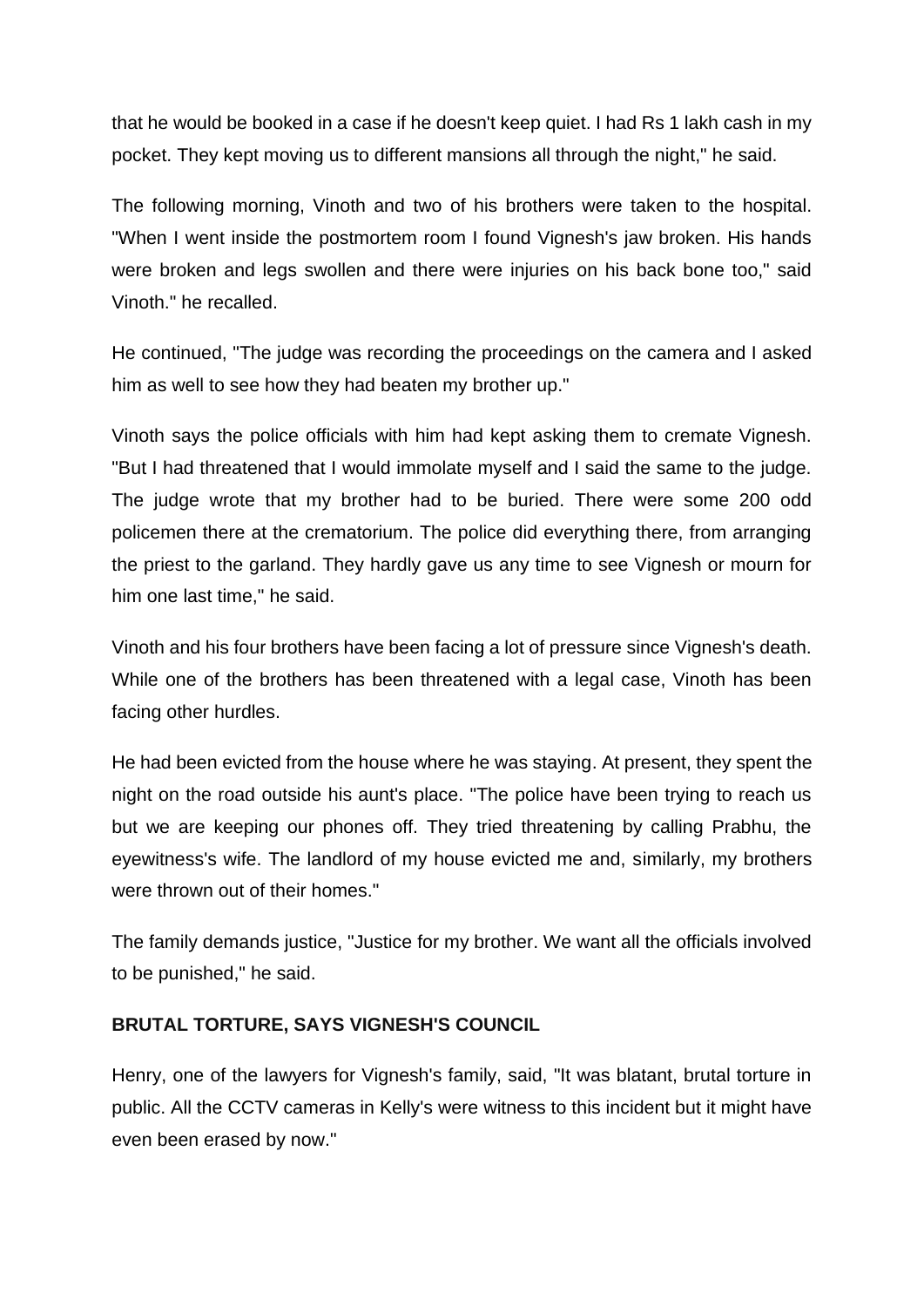that he would be booked in a case if he doesn't keep quiet. I had Rs 1 lakh cash in my pocket. They kept moving us to different mansions all through the night," he said.

The following morning, Vinoth and two of his brothers were taken to the hospital. "When I went inside the postmortem room I found Vignesh's jaw broken. His hands were broken and legs swollen and there were injuries on his back bone too," said Vinoth." he recalled.

He continued, "The judge was recording the proceedings on the camera and I asked him as well to see how they had beaten my brother up."

Vinoth says the police officials with him had kept asking them to cremate Vignesh. "But I had threatened that I would immolate myself and I said the same to the judge. The judge wrote that my brother had to be buried. There were some 200 odd policemen there at the crematorium. The police did everything there, from arranging the priest to the garland. They hardly gave us any time to see Vignesh or mourn for him one last time," he said.

Vinoth and his four brothers have been facing a lot of pressure since Vignesh's death. While one of the brothers has been threatened with a legal case, Vinoth has been facing other hurdles.

He had been evicted from the house where he was staying. At present, they spent the night on the road outside his aunt's place. "The police have been trying to reach us but we are keeping our phones off. They tried threatening by calling Prabhu, the eyewitness's wife. The landlord of my house evicted me and, similarly, my brothers were thrown out of their homes."

The family demands justice, "Justice for my brother. We want all the officials involved to be punished," he said.

**BRUTAL TORTURE, SAYS VIGNESH'S COUNCIL**

Henry, one of the lawyers for Vignesh's family, said, "It was blatant, brutal torture in public. All the CCTV cameras in Kelly's were witness to this incident but it might have even been erased by now."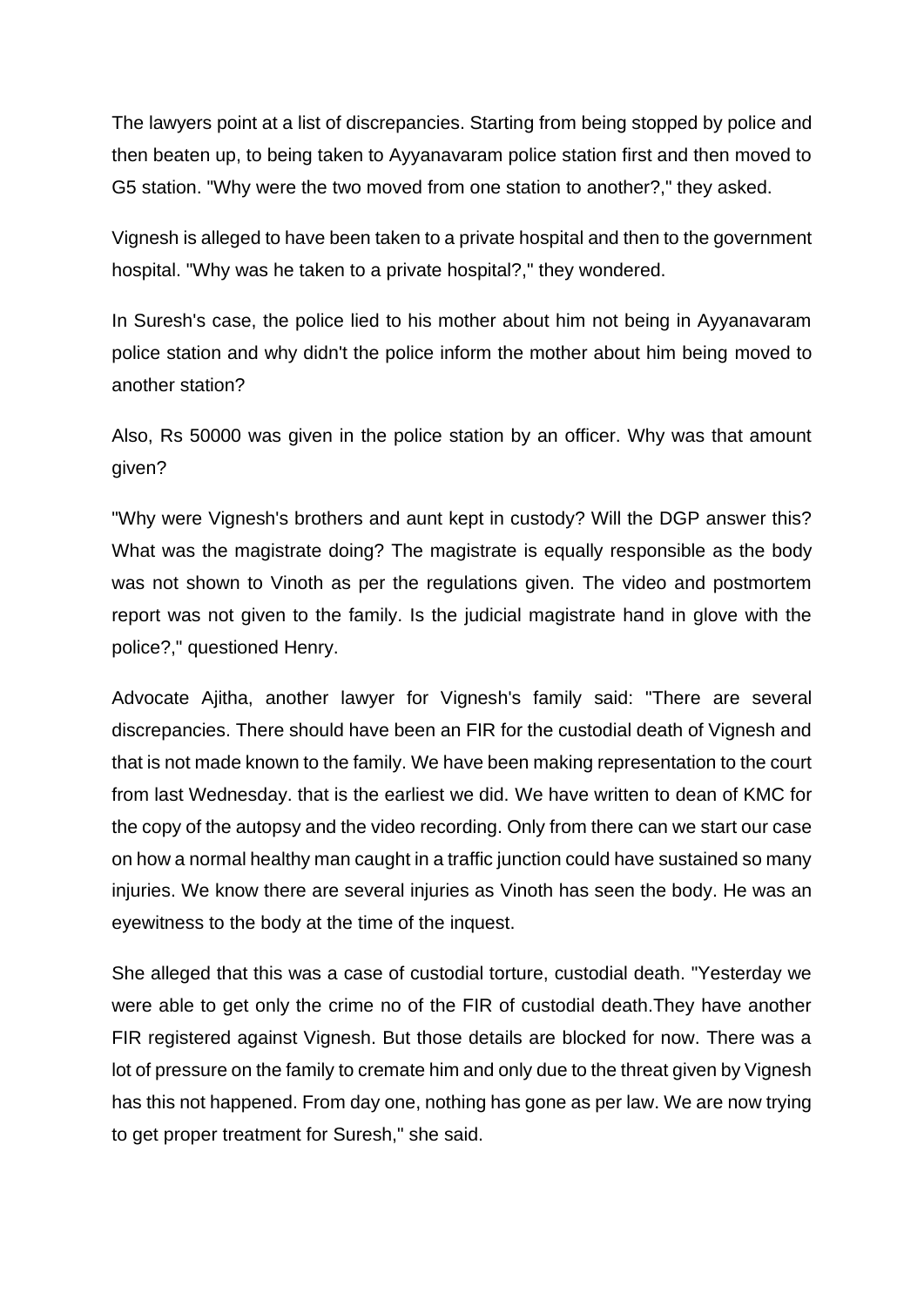The lawyers point at a list of discrepancies. Starting from being stopped by police and then beaten up, to being taken to Ayyanavaram police station first and then moved to G5 station. "Why were the two moved from one station to another?," they asked.

Vignesh is alleged to have been taken to a private hospital and then to the government hospital. "Why was he taken to a private hospital?," they wondered.

In Suresh's case, the police lied to his mother about him not being in Ayyanavaram police station and why didn't the police inform the mother about him being moved to another station?

Also, Rs 50000 was given in the police station by an officer. Why was that amount given?

"Why were Vignesh's brothers and aunt kept in custody? Will the DGP answer this? What was the magistrate doing? The magistrate is equally responsible as the body was not shown to Vinoth as per the regulations given. The video and postmortem report was not given to the family. Is the judicial magistrate hand in glove with the police?," questioned Henry.

Advocate Ajitha, another lawyer for Vignesh's family said: "There are several discrepancies. There should have been an FIR for the custodial death of Vignesh and that is not made known to the family. We have been making representation to the court from last Wednesday. that is the earliest we did. We have written to dean of KMC for the copy of the autopsy and the video recording. Only from there can we start our case on how a normal healthy man caught in a traffic junction could have sustained so many injuries. We know there are several injuries as Vinoth has seen the body. He was an eyewitness to the body at the time of the inquest.

She alleged that this was a case of custodial torture, custodial death. "Yesterday we were able to get only the crime no of the FIR of custodial death.They have another FIR registered against Vignesh. But those details are blocked for now. There was a lot of pressure on the family to cremate him and only due to the threat given by Vignesh has this not happened. From day one, nothing has gone as per law. We are now trying to get proper treatment for Suresh," she said.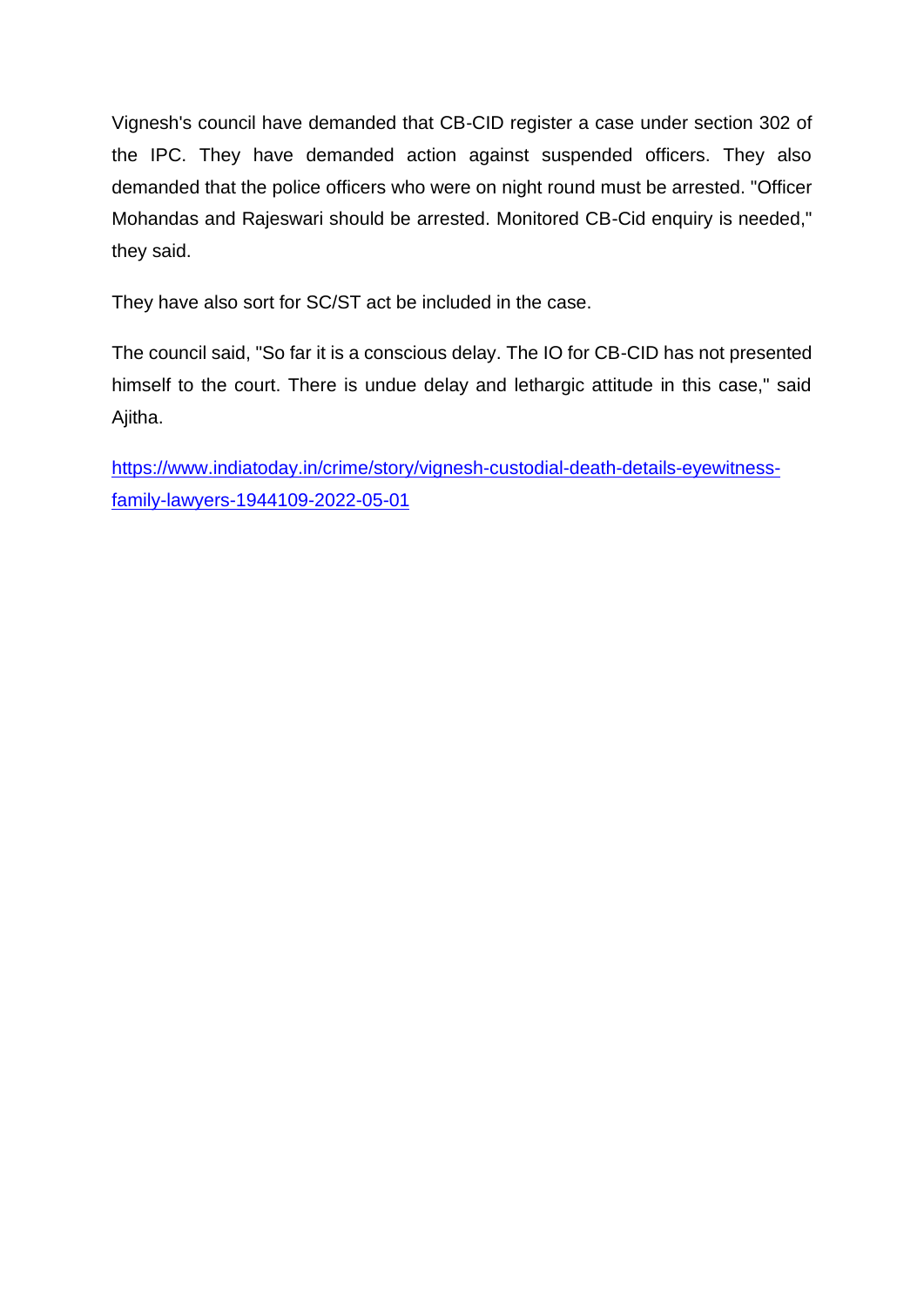Vignesh's council have demanded that CB-CID register a case under section 302 of the IPC. They have demanded action against suspended officers. They also demanded that the police officers who were on night round must be arrested. "Officer Mohandas and Rajeswari should be arrested. Monitored CB-Cid enquiry is needed," they said.

They have also sort for SC/ST act be included in the case.

The council said, "So far it is a conscious delay. The IO for CB-CID has not presented himself to the court. There is undue delay and lethargic attitude in this case," said Ajitha.

https://www.indiatoday.in/crime/story/vignesh-custodial-death-details-eyewitness-family-lawyers-1944109-2022-05-01